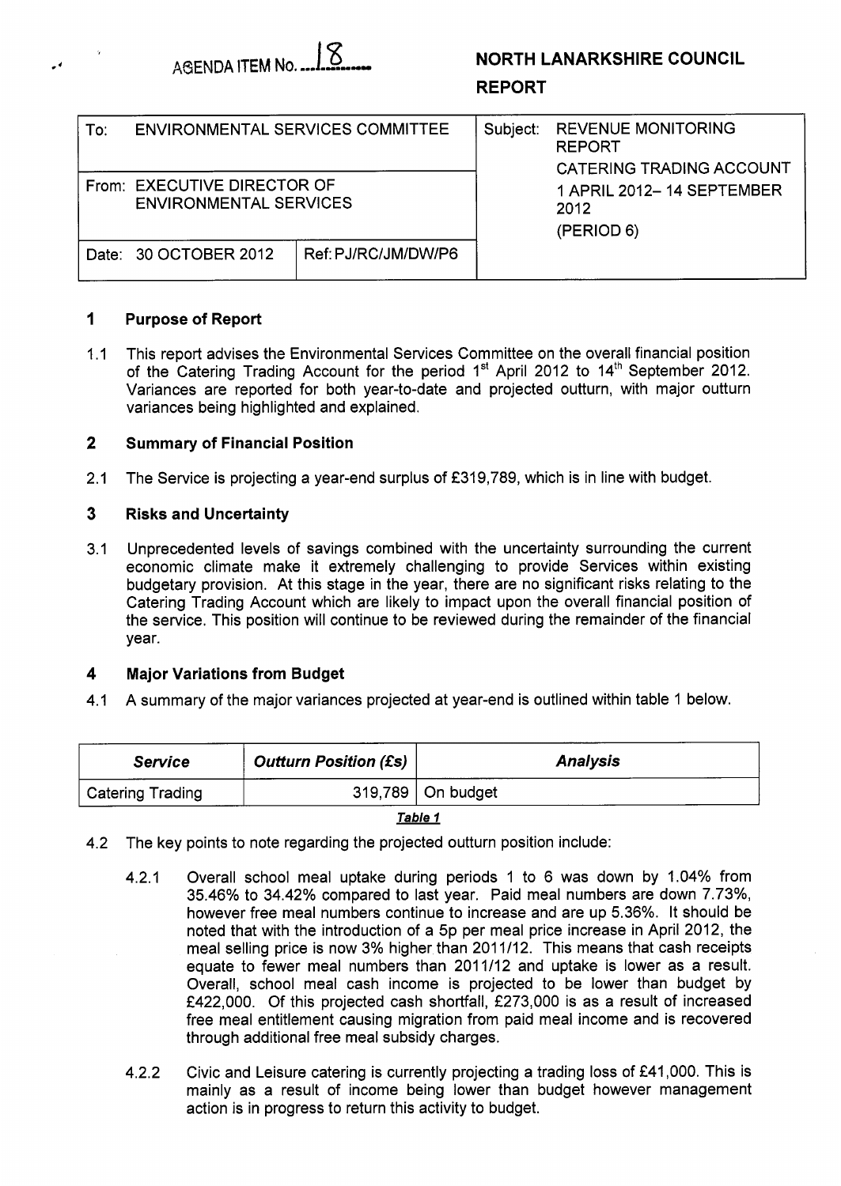AGENDA ITEM No. 18

**NORTH LANARKSHIRE COUNCIL**

**REPORT**

| To: ENVIRONMENTAL SERVICES COMMITTEE | | Subject: REVENUE MONITORING REPORT CATERING TRADING ACCOUNT 1 APRIL 2012– 14 SEPTEMBER 2012 (PERIOD 6) |
|---|---|---|
| From: EXECUTIVE DIRECTOR OF ENVIRONMENTAL SERVICES | | |
| Date: 30 OCTOBER 2012 | Ref: PJ/RC/JM/DW/P6 | |

## 1 Purpose of Report

1.1 This report advises the Environmental Services Committee on the overall financial position of the Catering Trading Account for the period 1st April 2012 to 14th September 2012. Variances are reported for both year-to-date and projected outturn, with major outturn variances being highlighted and explained.

## 2 Summary of Financial Position

2.1 The Service is projecting a year-end surplus of £319,789, which is in line with budget.

## 3 Risks and Uncertainty

3.1 Unprecedented levels of savings combined with the uncertainty surrounding the current economic climate make it extremely challenging to provide Services within existing budgetary provision. At this stage in the year, there are no significant risks relating to the Catering Trading Account which are likely to impact upon the overall financial position of the service. This position will continue to be reviewed during the remainder of the financial year.

## 4 Major Variations from Budget

4.1 A summary of the major variances projected at year-end is outlined within table 1 below.

| *Service* | *Outturn Position (£s)* | *Analysis* |
|---|---|---|
| Catering Trading | 319,789 | On budget |

***Table 1***

4.2 The key points to note regarding the projected outturn position include:

4.2.1 Overall school meal uptake during periods 1 to 6 was down by 1.04% from 35.46% to 34.42% compared to last year. Paid meal numbers are down 7.73%, however free meal numbers continue to increase and are up 5.36%. It should be noted that with the introduction of a 5p per meal price increase in April 2012, the meal selling price is now 3% higher than 2011/12. This means that cash receipts equate to fewer meal numbers than 2011/12 and uptake is lower as a result. Overall, school meal cash income is projected to be lower than budget by £422,000. Of this projected cash shortfall, £273,000 is as a result of increased free meal entitlement causing migration from paid meal income and is recovered through additional free meal subsidy charges.

4.2.2 Civic and Leisure catering is currently projecting a trading loss of £41,000. This is mainly as a result of income being lower than budget however management action is in progress to return this activity to budget.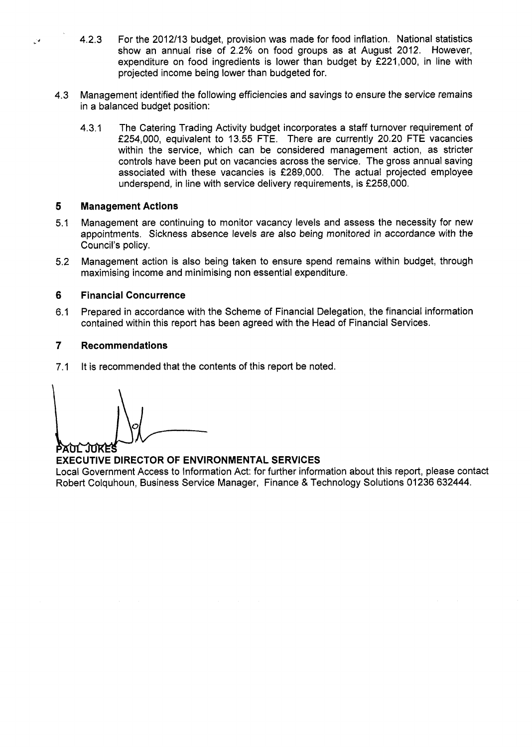4.2.3 For the 2012/13 budget, provision was made for food inflation. National statistics show an annual rise of 2.2% on food groups as at August 2012. However, expenditure on food ingredients is lower than budget by £221,000, in line with projected income being lower than budgeted for.

4.3 Management identified the following efficiencies and savings to ensure the service remains in a balanced budget position:

4.3.1 The Catering Trading Activity budget incorporates a staff turnover requirement of £254,000, equivalent to 13.55 FTE. There are currently 20.20 FTE vacancies within the service, which can be considered management action, as stricter controls have been put on vacancies across the service. The gross annual saving associated with these vacancies is £289,000. The actual projected employee underspend, in line with service delivery requirements, is £258,000.

## 5 Management Actions

5.1 Management are continuing to monitor vacancy levels and assess the necessity for new appointments. Sickness absence levels are also being monitored in accordance with the Council's policy.

5.2 Management action is also being taken to ensure spend remains within budget, through maximising income and minimising non essential expenditure.

## 6 Financial Concurrence

6.1 Prepared in accordance with the Scheme of Financial Delegation, the financial information contained within this report has been agreed with the Head of Financial Services.

## 7 Recommendations

7.1 It is recommended that the contents of this report be noted.

PAUL JUKES

**EXECUTIVE DIRECTOR OF ENVIRONMENTAL SERVICES**

Local Government Access to Information Act: for further information about this report, please contact Robert Colquhoun, Business Service Manager, Finance & Technology Solutions 01236 632444.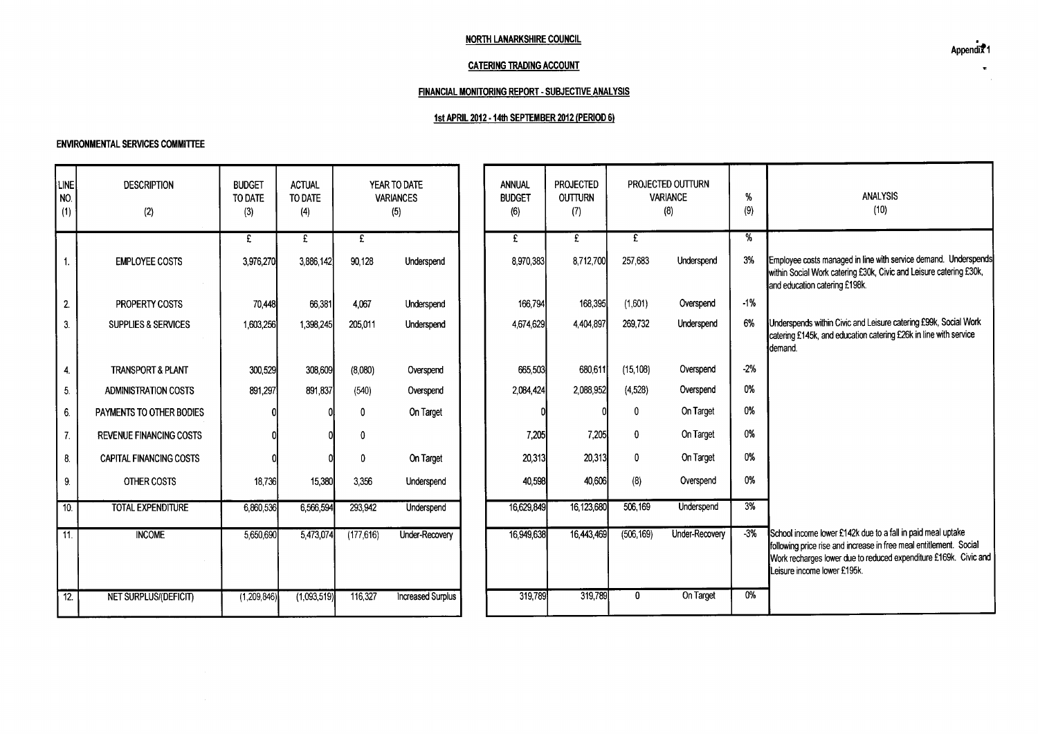Appendix 1

**NORTH LANARKSHIRE COUNCIL**

**CATERING TRADING ACCOUNT**

**FINANCIAL MONITORING REPORT - SUBJECTIVE ANALYSIS**

**1st APRIL 2012 - 14th SEPTEMBER 2012 (PERIOD 6)**

**ENVIRONMENTAL SERVICES COMMITTEE**

| LINE NO. (1) | DESCRIPTION (2) | BUDGET TO DATE (3) | ACTUAL TO DATE (4) | YEAR TO DATE VARIANCES (5) | | ANNUAL BUDGET (6) | PROJECTED OUTTURN (7) | PROJECTED OUTTURN VARIANCE (8) | | % (9) | ANALYSIS (10) |
|---|---|---|---|---|---|---|---|---|---|---|---|
| | | £ | £ | £ | | £ | £ | £ | | % | |
| 1. | EMPLOYEE COSTS | 3,976,270 | 3,886,142 | 90,128 | Underspend | 8,970,383 | 8,712,700 | 257,683 | Underspend | 3% | Employee costs managed in line with service demand. Underspends within Social Work catering £30k, Civic and Leisure catering £30k, and education catering £198k. |
| 2. | PROPERTY COSTS | 70,448 | 66,381 | 4,067 | Underspend | 166,794 | 168,395 | (1,601) | Overspend | -1% | |
| 3. | SUPPLIES & SERVICES | 1,603,256 | 1,398,245 | 205,011 | Underspend | 4,674,629 | 4,404,897 | 269,732 | Underspend | 6% | Underspends within Civic and Leisure catering £99k, Social Work catering £145k, and education catering £26k in line with service demand. |
| 4. | TRANSPORT & PLANT | 300,529 | 308,609 | (8,080) | Overspend | 665,503 | 680,611 | (15,108) | Overspend | -2% | |
| 5. | ADMINISTRATION COSTS | 891,297 | 891,837 | (540) | Overspend | 2,084,424 | 2,088,952 | (4,528) | Overspend | 0% | |
| 6. | PAYMENTS TO OTHER BODIES | 0 | 0 | 0 | On Target | 0 | 0 | 0 | On Target | 0% | |
| 7. | REVENUE FINANCING COSTS | 0 | 0 | 0 | | 7,205 | 7,205 | 0 | On Target | 0% | |
| 8. | CAPITAL FINANCING COSTS | 0 | 0 | 0 | On Target | 20,313 | 20,313 | 0 | On Target | 0% | |
| 9. | OTHER COSTS | 18,736 | 15,380 | 3,356 | Underspend | 40,598 | 40,606 | (8) | Overspend | 0% | |
| 10. | TOTAL EXPENDITURE | 6,860,536 | 6,566,594 | 293,942 | Underspend | 16,629,849 | 16,123,680 | 506,169 | Underspend | 3% | |
| 11. | INCOME | 5,650,690 | 5,473,074 | (177,616) | Under-Recovery | 16,949,638 | 16,443,469 | (506,169) | Under-Recovery | -3% | School income lower £142k due to a fall in paid meal uptake following price rise and increase in free meal entitlement. Social Work recharges lower due to reduced expenditure £169k. Civic and Leisure income lower £195k. |
| 12. | NET SURPLUS/(DEFICIT) | (1,209,846) | (1,093,519) | 116,327 | Increased Surplus | 319,789 | 319,789 | 0 | On Target | 0% | |